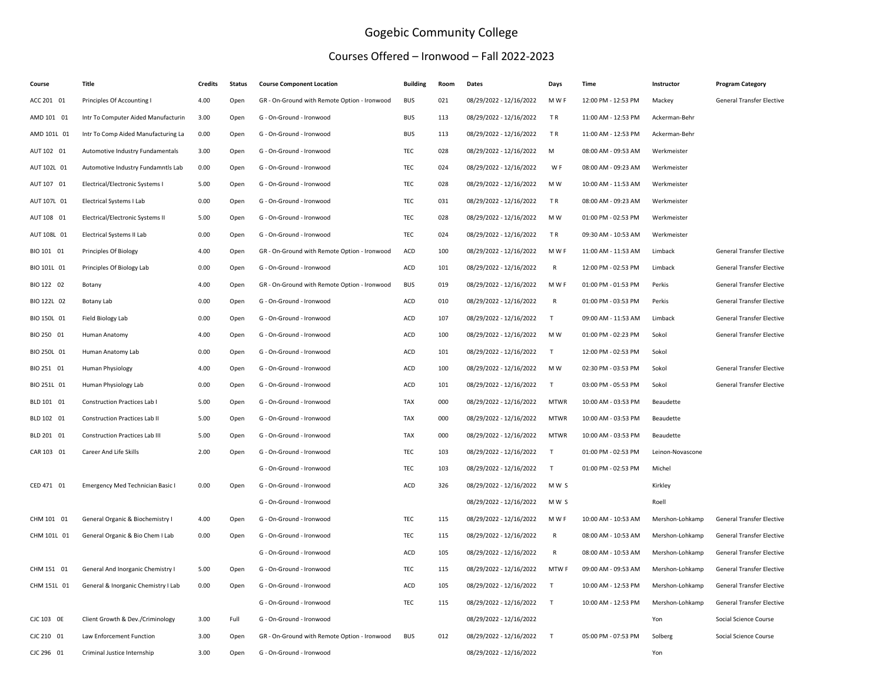# Gogebic Community College

## Courses Offered – Ironwood – Fall 2022-2023

| Course | Title | Credits | Status | Course Component Location | Building | Room | Dates | Days | Time | Instructor | Program Category |
|---|---|---|---|---|---|---|---|---|---|---|---|
| ACC 201 01 | Principles Of Accounting I | 4.00 | Open | GR - On-Ground with Remote Option - Ironwood | BUS | 021 | 08/29/2022 - 12/16/2022 | M W F | 12:00 PM - 12:53 PM | Mackey | General Transfer Elective |
| AMD 101 01 | Intr To Computer Aided Manufacturin | 3.00 | Open | G - On-Ground - Ironwood | BUS | 113 | 08/29/2022 - 12/16/2022 | T R | 11:00 AM - 12:53 PM | Ackerman-Behr | |
| AMD 101L 01 | Intr To Comp Aided Manufacturing La | 0.00 | Open | G - On-Ground - Ironwood | BUS | 113 | 08/29/2022 - 12/16/2022 | T R | 11:00 AM - 12:53 PM | Ackerman-Behr | |
| AUT 102 01 | Automotive Industry Fundamentals | 3.00 | Open | G - On-Ground - Ironwood | TEC | 028 | 08/29/2022 - 12/16/2022 | M | 08:00 AM - 09:53 AM | Werkmeister | |
| AUT 102L 01 | Automotive Industry Fundamntls Lab | 0.00 | Open | G - On-Ground - Ironwood | TEC | 024 | 08/29/2022 - 12/16/2022 | W F | 08:00 AM - 09:23 AM | Werkmeister | |
| AUT 107 01 | Electrical/Electronic Systems I | 5.00 | Open | G - On-Ground - Ironwood | TEC | 028 | 08/29/2022 - 12/16/2022 | M W | 10:00 AM - 11:53 AM | Werkmeister | |
| AUT 107L 01 | Electrical Systems I Lab | 0.00 | Open | G - On-Ground - Ironwood | TEC | 031 | 08/29/2022 - 12/16/2022 | T R | 08:00 AM - 09:23 AM | Werkmeister | |
| AUT 108 01 | Electrical/Electronic Systems II | 5.00 | Open | G - On-Ground - Ironwood | TEC | 028 | 08/29/2022 - 12/16/2022 | M W | 01:00 PM - 02:53 PM | Werkmeister | |
| AUT 108L 01 | Electrical Systems II Lab | 0.00 | Open | G - On-Ground - Ironwood | TEC | 024 | 08/29/2022 - 12/16/2022 | T R | 09:30 AM - 10:53 AM | Werkmeister | |
| BIO 101 01 | Principles Of Biology | 4.00 | Open | GR - On-Ground with Remote Option - Ironwood | ACD | 100 | 08/29/2022 - 12/16/2022 | M W F | 11:00 AM - 11:53 AM | Limback | General Transfer Elective |
| BIO 101L 01 | Principles Of Biology Lab | 0.00 | Open | G - On-Ground - Ironwood | ACD | 101 | 08/29/2022 - 12/16/2022 | R | 12:00 PM - 02:53 PM | Limback | General Transfer Elective |
| BIO 122 02 | Botany | 4.00 | Open | GR - On-Ground with Remote Option - Ironwood | BUS | 019 | 08/29/2022 - 12/16/2022 | M W F | 01:00 PM - 01:53 PM | Perkis | General Transfer Elective |
| BIO 122L 02 | Botany Lab | 0.00 | Open | G - On-Ground - Ironwood | ACD | 010 | 08/29/2022 - 12/16/2022 | R | 01:00 PM - 03:53 PM | Perkis | General Transfer Elective |
| BIO 150L 01 | Field Biology Lab | 0.00 | Open | G - On-Ground - Ironwood | ACD | 107 | 08/29/2022 - 12/16/2022 | T | 09:00 AM - 11:53 AM | Limback | General Transfer Elective |
| BIO 250 01 | Human Anatomy | 4.00 | Open | G - On-Ground - Ironwood | ACD | 100 | 08/29/2022 - 12/16/2022 | M W | 01:00 PM - 02:23 PM | Sokol | General Transfer Elective |
| BIO 250L 01 | Human Anatomy Lab | 0.00 | Open | G - On-Ground - Ironwood | ACD | 101 | 08/29/2022 - 12/16/2022 | T | 12:00 PM - 02:53 PM | Sokol | |
| BIO 251 01 | Human Physiology | 4.00 | Open | G - On-Ground - Ironwood | ACD | 100 | 08/29/2022 - 12/16/2022 | M W | 02:30 PM - 03:53 PM | Sokol | General Transfer Elective |
| BIO 251L 01 | Human Physiology Lab | 0.00 | Open | G - On-Ground - Ironwood | ACD | 101 | 08/29/2022 - 12/16/2022 | T | 03:00 PM - 05:53 PM | Sokol | General Transfer Elective |
| BLD 101 01 | Construction Practices Lab I | 5.00 | Open | G - On-Ground - Ironwood | TAX | 000 | 08/29/2022 - 12/16/2022 | MTWR | 10:00 AM - 03:53 PM | Beaudette | |
| BLD 102 01 | Construction Practices Lab II | 5.00 | Open | G - On-Ground - Ironwood | TAX | 000 | 08/29/2022 - 12/16/2022 | MTWR | 10:00 AM - 03:53 PM | Beaudette | |
| BLD 201 01 | Construction Practices Lab III | 5.00 | Open | G - On-Ground - Ironwood | TAX | 000 | 08/29/2022 - 12/16/2022 | MTWR | 10:00 AM - 03:53 PM | Beaudette | |
| CAR 103 01 | Career And Life Skills | 2.00 | Open | G - On-Ground - Ironwood | TEC | 103 | 08/29/2022 - 12/16/2022 | T | 01:00 PM - 02:53 PM | Leinon-Novascone | |
| | | | | G - On-Ground - Ironwood | TEC | 103 | 08/29/2022 - 12/16/2022 | T | 01:00 PM - 02:53 PM | Michel | |
| CED 471 01 | Emergency Med Technician Basic I | 0.00 | Open | G - On-Ground - Ironwood | ACD | 326 | 08/29/2022 - 12/16/2022 | M W S | | Kirkley | |
| | | | | G - On-Ground - Ironwood | | | 08/29/2022 - 12/16/2022 | M W S | | Roell | |
| CHM 101 01 | General Organic & Biochemistry I | 4.00 | Open | G - On-Ground - Ironwood | TEC | 115 | 08/29/2022 - 12/16/2022 | M W F | 10:00 AM - 10:53 AM | Mershon-Lohkamp | General Transfer Elective |
| CHM 101L 01 | General Organic & Bio Chem I Lab | 0.00 | Open | G - On-Ground - Ironwood | TEC | 115 | 08/29/2022 - 12/16/2022 | R | 08:00 AM - 10:53 AM | Mershon-Lohkamp | General Transfer Elective |
| | | | | G - On-Ground - Ironwood | ACD | 105 | 08/29/2022 - 12/16/2022 | R | 08:00 AM - 10:53 AM | Mershon-Lohkamp | General Transfer Elective |
| CHM 151 01 | General And Inorganic Chemistry I | 5.00 | Open | G - On-Ground - Ironwood | TEC | 115 | 08/29/2022 - 12/16/2022 | MTW F | 09:00 AM - 09:53 AM | Mershon-Lohkamp | General Transfer Elective |
| CHM 151L 01 | General & Inorganic Chemistry I Lab | 0.00 | Open | G - On-Ground - Ironwood | ACD | 105 | 08/29/2022 - 12/16/2022 | T | 10:00 AM - 12:53 PM | Mershon-Lohkamp | General Transfer Elective |
| | | | | G - On-Ground - Ironwood | TEC | 115 | 08/29/2022 - 12/16/2022 | T | 10:00 AM - 12:53 PM | Mershon-Lohkamp | General Transfer Elective |
| CJC 103 0E | Client Growth & Dev./Criminology | 3.00 | Full | G - On-Ground - Ironwood | | | 08/29/2022 - 12/16/2022 | | | Yon | Social Science Course |
| CJC 210 01 | Law Enforcement Function | 3.00 | Open | GR - On-Ground with Remote Option - Ironwood | BUS | 012 | 08/29/2022 - 12/16/2022 | T | 05:00 PM - 07:53 PM | Solberg | Social Science Course |
| CJC 296 01 | Criminal Justice Internship | 3.00 | Open | G - On-Ground - Ironwood | | | 08/29/2022 - 12/16/2022 | | | Yon | |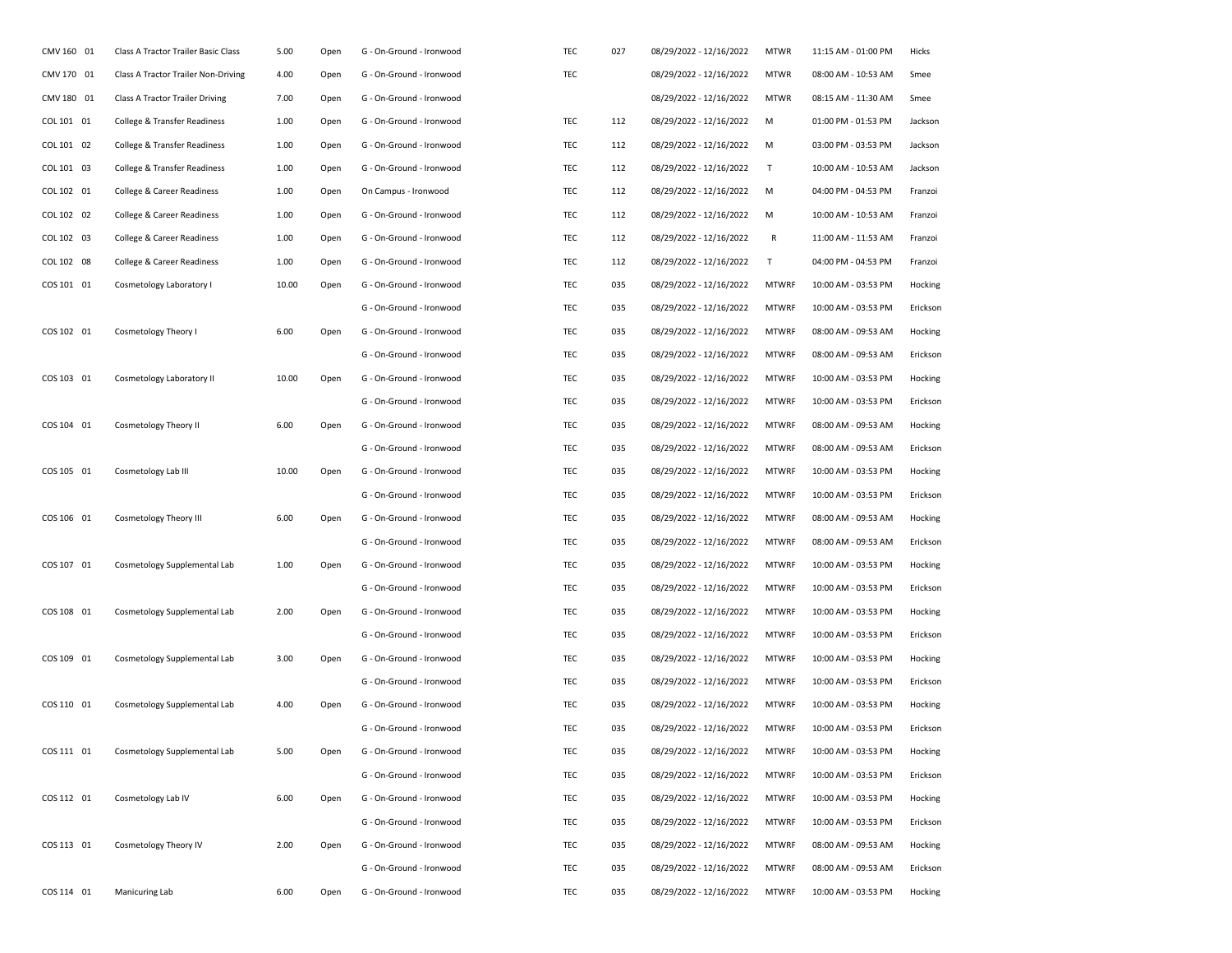| | | | | | | | | | | |
|---|---|---|---|---|---|---|---|---|---|---|
| CMV 160 01 | Class A Tractor Trailer Basic Class | 5.00 | Open | G - On-Ground - Ironwood | TEC | 027 | 08/29/2022 - 12/16/2022 | MTWR | 11:15 AM - 01:00 PM | Hicks |
| CMV 170 01 | Class A Tractor Trailer Non-Driving | 4.00 | Open | G - On-Ground - Ironwood | TEC | | 08/29/2022 - 12/16/2022 | MTWR | 08:00 AM - 10:53 AM | Smee |
| CMV 180 01 | Class A Tractor Trailer Driving | 7.00 | Open | G - On-Ground - Ironwood | | | 08/29/2022 - 12/16/2022 | MTWR | 08:15 AM - 11:30 AM | Smee |
| COL 101 01 | College & Transfer Readiness | 1.00 | Open | G - On-Ground - Ironwood | TEC | 112 | 08/29/2022 - 12/16/2022 | M | 01:00 PM - 01:53 PM | Jackson |
| COL 101 02 | College & Transfer Readiness | 1.00 | Open | G - On-Ground - Ironwood | TEC | 112 | 08/29/2022 - 12/16/2022 | M | 03:00 PM - 03:53 PM | Jackson |
| COL 101 03 | College & Transfer Readiness | 1.00 | Open | G - On-Ground - Ironwood | TEC | 112 | 08/29/2022 - 12/16/2022 | T | 10:00 AM - 10:53 AM | Jackson |
| COL 102 01 | College & Career Readiness | 1.00 | Open | On Campus - Ironwood | TEC | 112 | 08/29/2022 - 12/16/2022 | M | 04:00 PM - 04:53 PM | Franzoi |
| COL 102 02 | College & Career Readiness | 1.00 | Open | G - On-Ground - Ironwood | TEC | 112 | 08/29/2022 - 12/16/2022 | M | 10:00 AM - 10:53 AM | Franzoi |
| COL 102 03 | College & Career Readiness | 1.00 | Open | G - On-Ground - Ironwood | TEC | 112 | 08/29/2022 - 12/16/2022 | R | 11:00 AM - 11:53 AM | Franzoi |
| COL 102 08 | College & Career Readiness | 1.00 | Open | G - On-Ground - Ironwood | TEC | 112 | 08/29/2022 - 12/16/2022 | T | 04:00 PM - 04:53 PM | Franzoi |
| COS 101 01 | Cosmetology Laboratory I | 10.00 | Open | G - On-Ground - Ironwood | TEC | 035 | 08/29/2022 - 12/16/2022 | MTWRF | 10:00 AM - 03:53 PM | Hocking |
| | | | | G - On-Ground - Ironwood | TEC | 035 | 08/29/2022 - 12/16/2022 | MTWRF | 10:00 AM - 03:53 PM | Erickson |
| COS 102 01 | Cosmetology Theory I | 6.00 | Open | G - On-Ground - Ironwood | TEC | 035 | 08/29/2022 - 12/16/2022 | MTWRF | 08:00 AM - 09:53 AM | Hocking |
| | | | | G - On-Ground - Ironwood | TEC | 035 | 08/29/2022 - 12/16/2022 | MTWRF | 08:00 AM - 09:53 AM | Erickson |
| COS 103 01 | Cosmetology Laboratory II | 10.00 | Open | G - On-Ground - Ironwood | TEC | 035 | 08/29/2022 - 12/16/2022 | MTWRF | 10:00 AM - 03:53 PM | Hocking |
| | | | | G - On-Ground - Ironwood | TEC | 035 | 08/29/2022 - 12/16/2022 | MTWRF | 10:00 AM - 03:53 PM | Erickson |
| COS 104 01 | Cosmetology Theory II | 6.00 | Open | G - On-Ground - Ironwood | TEC | 035 | 08/29/2022 - 12/16/2022 | MTWRF | 08:00 AM - 09:53 AM | Hocking |
| | | | | G - On-Ground - Ironwood | TEC | 035 | 08/29/2022 - 12/16/2022 | MTWRF | 08:00 AM - 09:53 AM | Erickson |
| COS 105 01 | Cosmetology Lab III | 10.00 | Open | G - On-Ground - Ironwood | TEC | 035 | 08/29/2022 - 12/16/2022 | MTWRF | 10:00 AM - 03:53 PM | Hocking |
| | | | | G - On-Ground - Ironwood | TEC | 035 | 08/29/2022 - 12/16/2022 | MTWRF | 10:00 AM - 03:53 PM | Erickson |
| COS 106 01 | Cosmetology Theory III | 6.00 | Open | G - On-Ground - Ironwood | TEC | 035 | 08/29/2022 - 12/16/2022 | MTWRF | 08:00 AM - 09:53 AM | Hocking |
| | | | | G - On-Ground - Ironwood | TEC | 035 | 08/29/2022 - 12/16/2022 | MTWRF | 08:00 AM - 09:53 AM | Erickson |
| COS 107 01 | Cosmetology Supplemental Lab | 1.00 | Open | G - On-Ground - Ironwood | TEC | 035 | 08/29/2022 - 12/16/2022 | MTWRF | 10:00 AM - 03:53 PM | Hocking |
| | | | | G - On-Ground - Ironwood | TEC | 035 | 08/29/2022 - 12/16/2022 | MTWRF | 10:00 AM - 03:53 PM | Erickson |
| COS 108 01 | Cosmetology Supplemental Lab | 2.00 | Open | G - On-Ground - Ironwood | TEC | 035 | 08/29/2022 - 12/16/2022 | MTWRF | 10:00 AM - 03:53 PM | Hocking |
| | | | | G - On-Ground - Ironwood | TEC | 035 | 08/29/2022 - 12/16/2022 | MTWRF | 10:00 AM - 03:53 PM | Erickson |
| COS 109 01 | Cosmetology Supplemental Lab | 3.00 | Open | G - On-Ground - Ironwood | TEC | 035 | 08/29/2022 - 12/16/2022 | MTWRF | 10:00 AM - 03:53 PM | Hocking |
| | | | | G - On-Ground - Ironwood | TEC | 035 | 08/29/2022 - 12/16/2022 | MTWRF | 10:00 AM - 03:53 PM | Erickson |
| COS 110 01 | Cosmetology Supplemental Lab | 4.00 | Open | G - On-Ground - Ironwood | TEC | 035 | 08/29/2022 - 12/16/2022 | MTWRF | 10:00 AM - 03:53 PM | Hocking |
| | | | | G - On-Ground - Ironwood | TEC | 035 | 08/29/2022 - 12/16/2022 | MTWRF | 10:00 AM - 03:53 PM | Erickson |
| COS 111 01 | Cosmetology Supplemental Lab | 5.00 | Open | G - On-Ground - Ironwood | TEC | 035 | 08/29/2022 - 12/16/2022 | MTWRF | 10:00 AM - 03:53 PM | Hocking |
| | | | | G - On-Ground - Ironwood | TEC | 035 | 08/29/2022 - 12/16/2022 | MTWRF | 10:00 AM - 03:53 PM | Erickson |
| COS 112 01 | Cosmetology Lab IV | 6.00 | Open | G - On-Ground - Ironwood | TEC | 035 | 08/29/2022 - 12/16/2022 | MTWRF | 10:00 AM - 03:53 PM | Hocking |
| | | | | G - On-Ground - Ironwood | TEC | 035 | 08/29/2022 - 12/16/2022 | MTWRF | 10:00 AM - 03:53 PM | Erickson |
| COS 113 01 | Cosmetology Theory IV | 2.00 | Open | G - On-Ground - Ironwood | TEC | 035 | 08/29/2022 - 12/16/2022 | MTWRF | 08:00 AM - 09:53 AM | Hocking |
| | | | | G - On-Ground - Ironwood | TEC | 035 | 08/29/2022 - 12/16/2022 | MTWRF | 08:00 AM - 09:53 AM | Erickson |
| COS 114 01 | Manicuring Lab | 6.00 | Open | G - On-Ground - Ironwood | TEC | 035 | 08/29/2022 - 12/16/2022 | MTWRF | 10:00 AM - 03:53 PM | Hocking |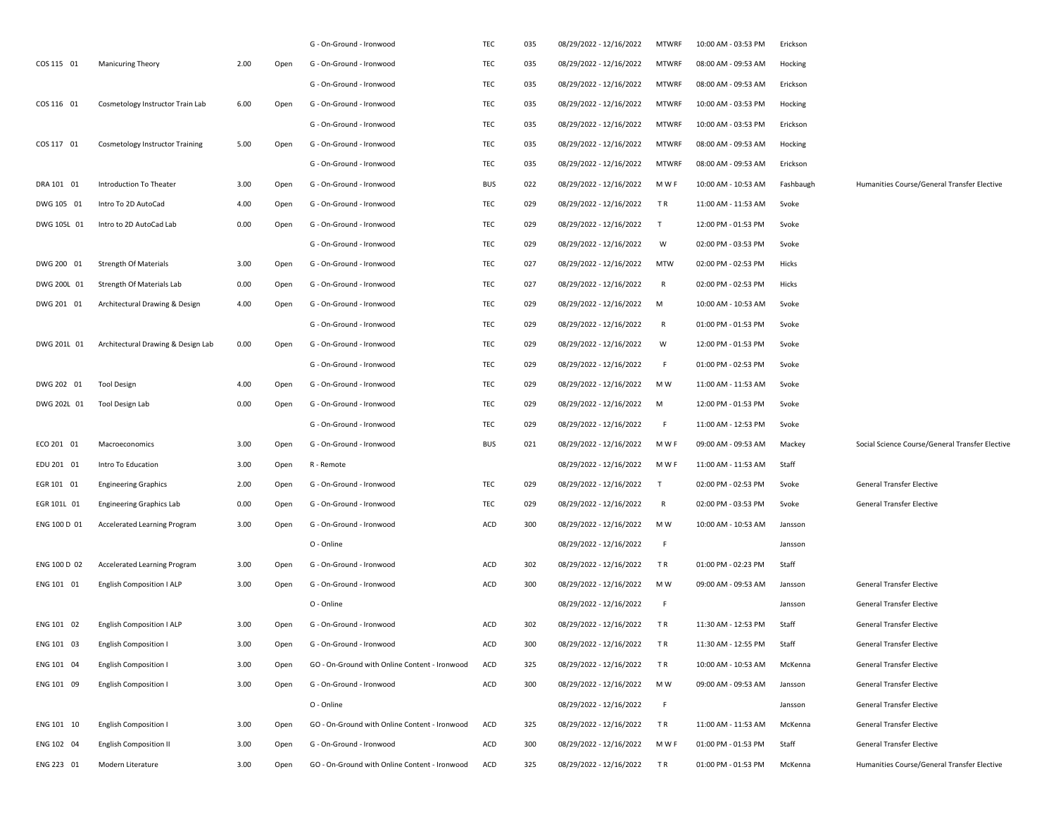| | | | | | | | | | | | |
|---|---|---|---|---|---|---|---|---|---|---|---|
| | | | | G - On-Ground - Ironwood | TEC | 035 | 08/29/2022 - 12/16/2022 | MTWRF | 10:00 AM - 03:53 PM | Erickson | |
| COS 115 01 | Manicuring Theory | 2.00 | Open | G - On-Ground - Ironwood | TEC | 035 | 08/29/2022 - 12/16/2022 | MTWRF | 08:00 AM - 09:53 AM | Hocking | |
| | | | | G - On-Ground - Ironwood | TEC | 035 | 08/29/2022 - 12/16/2022 | MTWRF | 08:00 AM - 09:53 AM | Erickson | |
| COS 116 01 | Cosmetology Instructor Train Lab | 6.00 | Open | G - On-Ground - Ironwood | TEC | 035 | 08/29/2022 - 12/16/2022 | MTWRF | 10:00 AM - 03:53 PM | Hocking | |
| | | | | G - On-Ground - Ironwood | TEC | 035 | 08/29/2022 - 12/16/2022 | MTWRF | 10:00 AM - 03:53 PM | Erickson | |
| COS 117 01 | Cosmetology Instructor Training | 5.00 | Open | G - On-Ground - Ironwood | TEC | 035 | 08/29/2022 - 12/16/2022 | MTWRF | 08:00 AM - 09:53 AM | Hocking | |
| | | | | G - On-Ground - Ironwood | TEC | 035 | 08/29/2022 - 12/16/2022 | MTWRF | 08:00 AM - 09:53 AM | Erickson | |
| DRA 101 01 | Introduction To Theater | 3.00 | Open | G - On-Ground - Ironwood | BUS | 022 | 08/29/2022 - 12/16/2022 | M W F | 10:00 AM - 10:53 AM | Fashbaugh | Humanities Course/General Transfer Elective |
| DWG 105 01 | Intro To 2D AutoCad | 4.00 | Open | G - On-Ground - Ironwood | TEC | 029 | 08/29/2022 - 12/16/2022 | T R | 11:00 AM - 11:53 AM | Svoke | |
| DWG 105L 01 | Intro to 2D AutoCad Lab | 0.00 | Open | G - On-Ground - Ironwood | TEC | 029 | 08/29/2022 - 12/16/2022 | T | 12:00 PM - 01:53 PM | Svoke | |
| | | | | G - On-Ground - Ironwood | TEC | 029 | 08/29/2022 - 12/16/2022 | W | 02:00 PM - 03:53 PM | Svoke | |
| DWG 200 01 | Strength Of Materials | 3.00 | Open | G - On-Ground - Ironwood | TEC | 027 | 08/29/2022 - 12/16/2022 | MTW | 02:00 PM - 02:53 PM | Hicks | |
| DWG 200L 01 | Strength Of Materials Lab | 0.00 | Open | G - On-Ground - Ironwood | TEC | 027 | 08/29/2022 - 12/16/2022 | R | 02:00 PM - 02:53 PM | Hicks | |
| DWG 201 01 | Architectural Drawing & Design | 4.00 | Open | G - On-Ground - Ironwood | TEC | 029 | 08/29/2022 - 12/16/2022 | M | 10:00 AM - 10:53 AM | Svoke | |
| | | | | G - On-Ground - Ironwood | TEC | 029 | 08/29/2022 - 12/16/2022 | R | 01:00 PM - 01:53 PM | Svoke | |
| DWG 201L 01 | Architectural Drawing & Design Lab | 0.00 | Open | G - On-Ground - Ironwood | TEC | 029 | 08/29/2022 - 12/16/2022 | W | 12:00 PM - 01:53 PM | Svoke | |
| | | | | G - On-Ground - Ironwood | TEC | 029 | 08/29/2022 - 12/16/2022 | F | 01:00 PM - 02:53 PM | Svoke | |
| DWG 202 01 | Tool Design | 4.00 | Open | G - On-Ground - Ironwood | TEC | 029 | 08/29/2022 - 12/16/2022 | M W | 11:00 AM - 11:53 AM | Svoke | |
| DWG 202L 01 | Tool Design Lab | 0.00 | Open | G - On-Ground - Ironwood | TEC | 029 | 08/29/2022 - 12/16/2022 | M | 12:00 PM - 01:53 PM | Svoke | |
| | | | | G - On-Ground - Ironwood | TEC | 029 | 08/29/2022 - 12/16/2022 | F | 11:00 AM - 12:53 PM | Svoke | |
| ECO 201 01 | Macroeconomics | 3.00 | Open | G - On-Ground - Ironwood | BUS | 021 | 08/29/2022 - 12/16/2022 | M W F | 09:00 AM - 09:53 AM | Mackey | Social Science Course/General Transfer Elective |
| EDU 201 01 | Intro To Education | 3.00 | Open | R - Remote | | | 08/29/2022 - 12/16/2022 | M W F | 11:00 AM - 11:53 AM | Staff | |
| EGR 101 01 | Engineering Graphics | 2.00 | Open | G - On-Ground - Ironwood | TEC | 029 | 08/29/2022 - 12/16/2022 | T | 02:00 PM - 02:53 PM | Svoke | General Transfer Elective |
| EGR 101L 01 | Engineering Graphics Lab | 0.00 | Open | G - On-Ground - Ironwood | TEC | 029 | 08/29/2022 - 12/16/2022 | R | 02:00 PM - 03:53 PM | Svoke | General Transfer Elective |
| ENG 100 D 01 | Accelerated Learning Program | 3.00 | Open | G - On-Ground - Ironwood | ACD | 300 | 08/29/2022 - 12/16/2022 | M W | 10:00 AM - 10:53 AM | Jansson | |
| | | | | O - Online | | | 08/29/2022 - 12/16/2022 | F | | Jansson | |
| ENG 100 D 02 | Accelerated Learning Program | 3.00 | Open | G - On-Ground - Ironwood | ACD | 302 | 08/29/2022 - 12/16/2022 | T R | 01:00 PM - 02:23 PM | Staff | |
| ENG 101 01 | English Composition I ALP | 3.00 | Open | G - On-Ground - Ironwood | ACD | 300 | 08/29/2022 - 12/16/2022 | M W | 09:00 AM - 09:53 AM | Jansson | General Transfer Elective |
| | | | | O - Online | | | 08/29/2022 - 12/16/2022 | F | | Jansson | General Transfer Elective |
| ENG 101 02 | English Composition I ALP | 3.00 | Open | G - On-Ground - Ironwood | ACD | 302 | 08/29/2022 - 12/16/2022 | T R | 11:30 AM - 12:53 PM | Staff | General Transfer Elective |
| ENG 101 03 | English Composition I | 3.00 | Open | G - On-Ground - Ironwood | ACD | 300 | 08/29/2022 - 12/16/2022 | T R | 11:30 AM - 12:55 PM | Staff | General Transfer Elective |
| ENG 101 04 | English Composition I | 3.00 | Open | GO - On-Ground with Online Content - Ironwood | ACD | 325 | 08/29/2022 - 12/16/2022 | T R | 10:00 AM - 10:53 AM | McKenna | General Transfer Elective |
| ENG 101 09 | English Composition I | 3.00 | Open | G - On-Ground - Ironwood | ACD | 300 | 08/29/2022 - 12/16/2022 | M W | 09:00 AM - 09:53 AM | Jansson | General Transfer Elective |
| | | | | O - Online | | | 08/29/2022 - 12/16/2022 | F | | Jansson | General Transfer Elective |
| ENG 101 10 | English Composition I | 3.00 | Open | GO - On-Ground with Online Content - Ironwood | ACD | 325 | 08/29/2022 - 12/16/2022 | T R | 11:00 AM - 11:53 AM | McKenna | General Transfer Elective |
| ENG 102 04 | English Composition II | 3.00 | Open | G - On-Ground - Ironwood | ACD | 300 | 08/29/2022 - 12/16/2022 | M W F | 01:00 PM - 01:53 PM | Staff | General Transfer Elective |
| ENG 223 01 | Modern Literature | 3.00 | Open | GO - On-Ground with Online Content - Ironwood | ACD | 325 | 08/29/2022 - 12/16/2022 | T R | 01:00 PM - 01:53 PM | McKenna | Humanities Course/General Transfer Elective |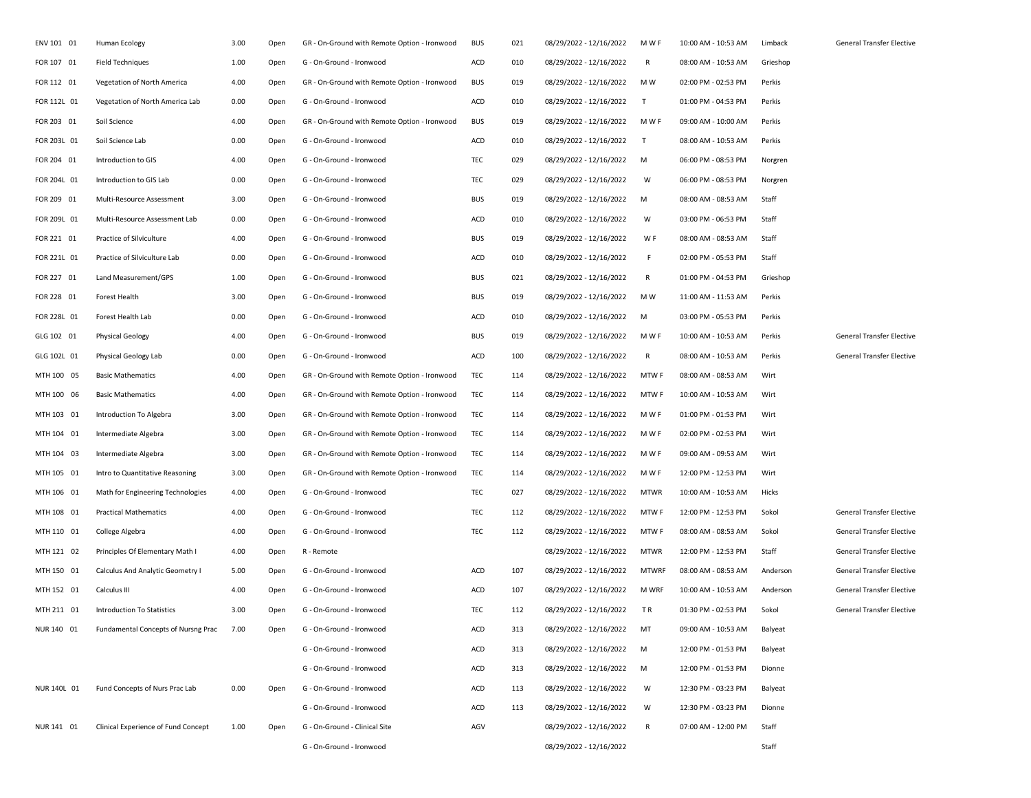| | | | | | | | | | | | |
|---|---|---|---|---|---|---|---|---|---|---|---|
| ENV 101 01 | Human Ecology | 3.00 | Open | GR - On-Ground with Remote Option - Ironwood | BUS | 021 | 08/29/2022 - 12/16/2022 | M W F | 10:00 AM - 10:53 AM | Limback | General Transfer Elective |
| FOR 107 01 | Field Techniques | 1.00 | Open | G - On-Ground - Ironwood | ACD | 010 | 08/29/2022 - 12/16/2022 | R | 08:00 AM - 10:53 AM | Grieshop | |
| FOR 112 01 | Vegetation of North America | 4.00 | Open | GR - On-Ground with Remote Option - Ironwood | BUS | 019 | 08/29/2022 - 12/16/2022 | M W | 02:00 PM - 02:53 PM | Perkis | |
| FOR 112L 01 | Vegetation of North America Lab | 0.00 | Open | G - On-Ground - Ironwood | ACD | 010 | 08/29/2022 - 12/16/2022 | T | 01:00 PM - 04:53 PM | Perkis | |
| FOR 203 01 | Soil Science | 4.00 | Open | GR - On-Ground with Remote Option - Ironwood | BUS | 019 | 08/29/2022 - 12/16/2022 | M W F | 09:00 AM - 10:00 AM | Perkis | |
| FOR 203L 01 | Soil Science Lab | 0.00 | Open | G - On-Ground - Ironwood | ACD | 010 | 08/29/2022 - 12/16/2022 | T | 08:00 AM - 10:53 AM | Perkis | |
| FOR 204 01 | Introduction to GIS | 4.00 | Open | G - On-Ground - Ironwood | TEC | 029 | 08/29/2022 - 12/16/2022 | M | 06:00 PM - 08:53 PM | Norgren | |
| FOR 204L 01 | Introduction to GIS Lab | 0.00 | Open | G - On-Ground - Ironwood | TEC | 029 | 08/29/2022 - 12/16/2022 | W | 06:00 PM - 08:53 PM | Norgren | |
| FOR 209 01 | Multi-Resource Assessment | 3.00 | Open | G - On-Ground - Ironwood | BUS | 019 | 08/29/2022 - 12/16/2022 | M | 08:00 AM - 08:53 AM | Staff | |
| FOR 209L 01 | Multi-Resource Assessment Lab | 0.00 | Open | G - On-Ground - Ironwood | ACD | 010 | 08/29/2022 - 12/16/2022 | W | 03:00 PM - 06:53 PM | Staff | |
| FOR 221 01 | Practice of Silviculture | 4.00 | Open | G - On-Ground - Ironwood | BUS | 019 | 08/29/2022 - 12/16/2022 | W F | 08:00 AM - 08:53 AM | Staff | |
| FOR 221L 01 | Practice of Silviculture Lab | 0.00 | Open | G - On-Ground - Ironwood | ACD | 010 | 08/29/2022 - 12/16/2022 | F | 02:00 PM - 05:53 PM | Staff | |
| FOR 227 01 | Land Measurement/GPS | 1.00 | Open | G - On-Ground - Ironwood | BUS | 021 | 08/29/2022 - 12/16/2022 | R | 01:00 PM - 04:53 PM | Grieshop | |
| FOR 228 01 | Forest Health | 3.00 | Open | G - On-Ground - Ironwood | BUS | 019 | 08/29/2022 - 12/16/2022 | M W | 11:00 AM - 11:53 AM | Perkis | |
| FOR 228L 01 | Forest Health Lab | 0.00 | Open | G - On-Ground - Ironwood | ACD | 010 | 08/29/2022 - 12/16/2022 | M | 03:00 PM - 05:53 PM | Perkis | |
| GLG 102 01 | Physical Geology | 4.00 | Open | G - On-Ground - Ironwood | BUS | 019 | 08/29/2022 - 12/16/2022 | M W F | 10:00 AM - 10:53 AM | Perkis | General Transfer Elective |
| GLG 102L 01 | Physical Geology Lab | 0.00 | Open | G - On-Ground - Ironwood | ACD | 100 | 08/29/2022 - 12/16/2022 | R | 08:00 AM - 10:53 AM | Perkis | General Transfer Elective |
| MTH 100 05 | Basic Mathematics | 4.00 | Open | GR - On-Ground with Remote Option - Ironwood | TEC | 114 | 08/29/2022 - 12/16/2022 | MTW F | 08:00 AM - 08:53 AM | Wirt | |
| MTH 100 06 | Basic Mathematics | 4.00 | Open | GR - On-Ground with Remote Option - Ironwood | TEC | 114 | 08/29/2022 - 12/16/2022 | MTW F | 10:00 AM - 10:53 AM | Wirt | |
| MTH 103 01 | Introduction To Algebra | 3.00 | Open | GR - On-Ground with Remote Option - Ironwood | TEC | 114 | 08/29/2022 - 12/16/2022 | M W F | 01:00 PM - 01:53 PM | Wirt | |
| MTH 104 01 | Intermediate Algebra | 3.00 | Open | GR - On-Ground with Remote Option - Ironwood | TEC | 114 | 08/29/2022 - 12/16/2022 | M W F | 02:00 PM - 02:53 PM | Wirt | |
| MTH 104 03 | Intermediate Algebra | 3.00 | Open | GR - On-Ground with Remote Option - Ironwood | TEC | 114 | 08/29/2022 - 12/16/2022 | M W F | 09:00 AM - 09:53 AM | Wirt | |
| MTH 105 01 | Intro to Quantitative Reasoning | 3.00 | Open | GR - On-Ground with Remote Option - Ironwood | TEC | 114 | 08/29/2022 - 12/16/2022 | M W F | 12:00 PM - 12:53 PM | Wirt | |
| MTH 106 01 | Math for Engineering Technologies | 4.00 | Open | G - On-Ground - Ironwood | TEC | 027 | 08/29/2022 - 12/16/2022 | MTWR | 10:00 AM - 10:53 AM | Hicks | |
| MTH 108 01 | Practical Mathematics | 4.00 | Open | G - On-Ground - Ironwood | TEC | 112 | 08/29/2022 - 12/16/2022 | MTW F | 12:00 PM - 12:53 PM | Sokol | General Transfer Elective |
| MTH 110 01 | College Algebra | 4.00 | Open | G - On-Ground - Ironwood | TEC | 112 | 08/29/2022 - 12/16/2022 | MTW F | 08:00 AM - 08:53 AM | Sokol | General Transfer Elective |
| MTH 121 02 | Principles Of Elementary Math I | 4.00 | Open | R - Remote | | | 08/29/2022 - 12/16/2022 | MTWR | 12:00 PM - 12:53 PM | Staff | General Transfer Elective |
| MTH 150 01 | Calculus And Analytic Geometry I | 5.00 | Open | G - On-Ground - Ironwood | ACD | 107 | 08/29/2022 - 12/16/2022 | MTWRF | 08:00 AM - 08:53 AM | Anderson | General Transfer Elective |
| MTH 152 01 | Calculus III | 4.00 | Open | G - On-Ground - Ironwood | ACD | 107 | 08/29/2022 - 12/16/2022 | M WRF | 10:00 AM - 10:53 AM | Anderson | General Transfer Elective |
| MTH 211 01 | Introduction To Statistics | 3.00 | Open | G - On-Ground - Ironwood | TEC | 112 | 08/29/2022 - 12/16/2022 | T R | 01:30 PM - 02:53 PM | Sokol | General Transfer Elective |
| NUR 140 01 | Fundamental Concepts of Nursng Prac | 7.00 | Open | G - On-Ground - Ironwood | ACD | 313 | 08/29/2022 - 12/16/2022 | MT | 09:00 AM - 10:53 AM | Balyeat | |
| | | | | G - On-Ground - Ironwood | ACD | 313 | 08/29/2022 - 12/16/2022 | M | 12:00 PM - 01:53 PM | Balyeat | |
| | | | | G - On-Ground - Ironwood | ACD | 313 | 08/29/2022 - 12/16/2022 | M | 12:00 PM - 01:53 PM | Dionne | |
| NUR 140L 01 | Fund Concepts of Nurs Prac Lab | 0.00 | Open | G - On-Ground - Ironwood | ACD | 113 | 08/29/2022 - 12/16/2022 | W | 12:30 PM - 03:23 PM | Balyeat | |
| | | | | G - On-Ground - Ironwood | ACD | 113 | 08/29/2022 - 12/16/2022 | W | 12:30 PM - 03:23 PM | Dionne | |
| NUR 141 01 | Clinical Experience of Fund Concept | 1.00 | Open | G - On-Ground - Clinical Site | AGV | | 08/29/2022 - 12/16/2022 | R | 07:00 AM - 12:00 PM | Staff | |
| | | | | G - On-Ground - Ironwood | | | 08/29/2022 - 12/16/2022 | | | Staff | |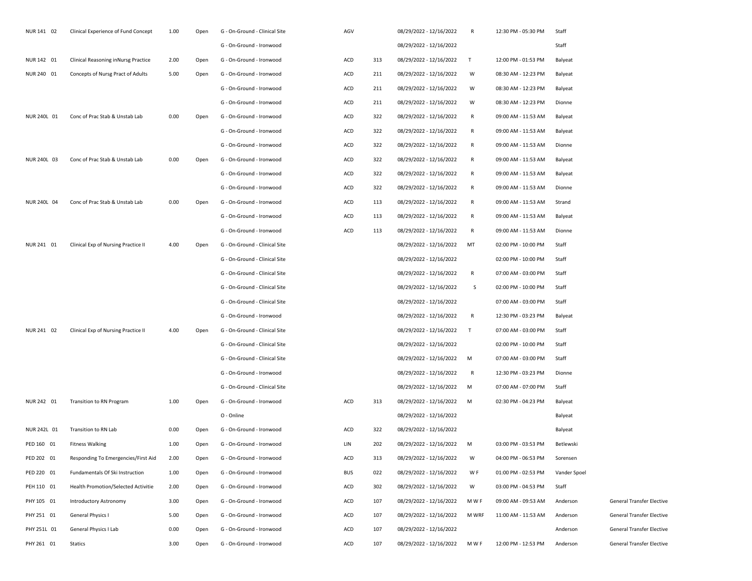| | | | | | | | | | | | |
|---|---|---|---|---|---|---|---|---|---|---|---|
| NUR 141 02 | Clinical Experience of Fund Concept | 1.00 | Open | G - On-Ground - Clinical Site | AGV | | 08/29/2022 - 12/16/2022 | R | 12:30 PM - 05:30 PM | Staff | |
| | | | | G - On-Ground - Ironwood | | | 08/29/2022 - 12/16/2022 | | | Staff | |
| NUR 142 01 | Clinical Reasoning inNursg Practice | 2.00 | Open | G - On-Ground - Ironwood | ACD | 313 | 08/29/2022 - 12/16/2022 | T | 12:00 PM - 01:53 PM | Balyeat | |
| NUR 240 01 | Concepts of Nursg Pract of Adults | 5.00 | Open | G - On-Ground - Ironwood | ACD | 211 | 08/29/2022 - 12/16/2022 | W | 08:30 AM - 12:23 PM | Balyeat | |
| | | | | G - On-Ground - Ironwood | ACD | 211 | 08/29/2022 - 12/16/2022 | W | 08:30 AM - 12:23 PM | Balyeat | |
| | | | | G - On-Ground - Ironwood | ACD | 211 | 08/29/2022 - 12/16/2022 | W | 08:30 AM - 12:23 PM | Dionne | |
| NUR 240L 01 | Conc of Prac Stab & Unstab Lab | 0.00 | Open | G - On-Ground - Ironwood | ACD | 322 | 08/29/2022 - 12/16/2022 | R | 09:00 AM - 11:53 AM | Balyeat | |
| | | | | G - On-Ground - Ironwood | ACD | 322 | 08/29/2022 - 12/16/2022 | R | 09:00 AM - 11:53 AM | Balyeat | |
| | | | | G - On-Ground - Ironwood | ACD | 322 | 08/29/2022 - 12/16/2022 | R | 09:00 AM - 11:53 AM | Dionne | |
| NUR 240L 03 | Conc of Prac Stab & Unstab Lab | 0.00 | Open | G - On-Ground - Ironwood | ACD | 322 | 08/29/2022 - 12/16/2022 | R | 09:00 AM - 11:53 AM | Balyeat | |
| | | | | G - On-Ground - Ironwood | ACD | 322 | 08/29/2022 - 12/16/2022 | R | 09:00 AM - 11:53 AM | Balyeat | |
| | | | | G - On-Ground - Ironwood | ACD | 322 | 08/29/2022 - 12/16/2022 | R | 09:00 AM - 11:53 AM | Dionne | |
| NUR 240L 04 | Conc of Prac Stab & Unstab Lab | 0.00 | Open | G - On-Ground - Ironwood | ACD | 113 | 08/29/2022 - 12/16/2022 | R | 09:00 AM - 11:53 AM | Strand | |
| | | | | G - On-Ground - Ironwood | ACD | 113 | 08/29/2022 - 12/16/2022 | R | 09:00 AM - 11:53 AM | Balyeat | |
| | | | | G - On-Ground - Ironwood | ACD | 113 | 08/29/2022 - 12/16/2022 | R | 09:00 AM - 11:53 AM | Dionne | |
| NUR 241 01 | Clinical Exp of Nursing Practice II | 4.00 | Open | G - On-Ground - Clinical Site | | | 08/29/2022 - 12/16/2022 | MT | 02:00 PM - 10:00 PM | Staff | |
| | | | | G - On-Ground - Clinical Site | | | 08/29/2022 - 12/16/2022 | | 02:00 PM - 10:00 PM | Staff | |
| | | | | G - On-Ground - Clinical Site | | | 08/29/2022 - 12/16/2022 | R | 07:00 AM - 03:00 PM | Staff | |
| | | | | G - On-Ground - Clinical Site | | | 08/29/2022 - 12/16/2022 | S | 02:00 PM - 10:00 PM | Staff | |
| | | | | G - On-Ground - Clinical Site | | | 08/29/2022 - 12/16/2022 | | 07:00 AM - 03:00 PM | Staff | |
| | | | | G - On-Ground - Ironwood | | | 08/29/2022 - 12/16/2022 | R | 12:30 PM - 03:23 PM | Balyeat | |
| NUR 241 02 | Clinical Exp of Nursing Practice II | 4.00 | Open | G - On-Ground - Clinical Site | | | 08/29/2022 - 12/16/2022 | T | 07:00 AM - 03:00 PM | Staff | |
| | | | | G - On-Ground - Clinical Site | | | 08/29/2022 - 12/16/2022 | | 02:00 PM - 10:00 PM | Staff | |
| | | | | G - On-Ground - Clinical Site | | | 08/29/2022 - 12/16/2022 | M | 07:00 AM - 03:00 PM | Staff | |
| | | | | G - On-Ground - Ironwood | | | 08/29/2022 - 12/16/2022 | R | 12:30 PM - 03:23 PM | Dionne | |
| | | | | G - On-Ground - Clinical Site | | | 08/29/2022 - 12/16/2022 | M | 07:00 AM - 07:00 PM | Staff | |
| NUR 242 01 | Transition to RN Program | 1.00 | Open | G - On-Ground - Ironwood | ACD | 313 | 08/29/2022 - 12/16/2022 | M | 02:30 PM - 04:23 PM | Balyeat | |
| | | | | O - Online | | | 08/29/2022 - 12/16/2022 | | | Balyeat | |
| NUR 242L 01 | Transition to RN Lab | 0.00 | Open | G - On-Ground - Ironwood | ACD | 322 | 08/29/2022 - 12/16/2022 | | | Balyeat | |
| PED 160 01 | Fitness Walking | 1.00 | Open | G - On-Ground - Ironwood | LIN | 202 | 08/29/2022 - 12/16/2022 | M | 03:00 PM - 03:53 PM | Betlewski | |
| PED 202 01 | Responding To Emergencies/First Aid | 2.00 | Open | G - On-Ground - Ironwood | ACD | 313 | 08/29/2022 - 12/16/2022 | W | 04:00 PM - 06:53 PM | Sorensen | |
| PED 220 01 | Fundamentals Of Ski Instruction | 1.00 | Open | G - On-Ground - Ironwood | BUS | 022 | 08/29/2022 - 12/16/2022 | W F | 01:00 PM - 02:53 PM | Vander Spoel | |
| PEH 110 01 | Health Promotion/Selected Activitie | 2.00 | Open | G - On-Ground - Ironwood | ACD | 302 | 08/29/2022 - 12/16/2022 | W | 03:00 PM - 04:53 PM | Staff | |
| PHY 105 01 | Introductory Astronomy | 3.00 | Open | G - On-Ground - Ironwood | ACD | 107 | 08/29/2022 - 12/16/2022 | M W F | 09:00 AM - 09:53 AM | Anderson | General Transfer Elective |
| PHY 251 01 | General Physics I | 5.00 | Open | G - On-Ground - Ironwood | ACD | 107 | 08/29/2022 - 12/16/2022 | M WRF | 11:00 AM - 11:53 AM | Anderson | General Transfer Elective |
| PHY 251L 01 | General Physics I Lab | 0.00 | Open | G - On-Ground - Ironwood | ACD | 107 | 08/29/2022 - 12/16/2022 | | | Anderson | General Transfer Elective |
| PHY 261 01 | Statics | 3.00 | Open | G - On-Ground - Ironwood | ACD | 107 | 08/29/2022 - 12/16/2022 | M W F | 12:00 PM - 12:53 PM | Anderson | General Transfer Elective |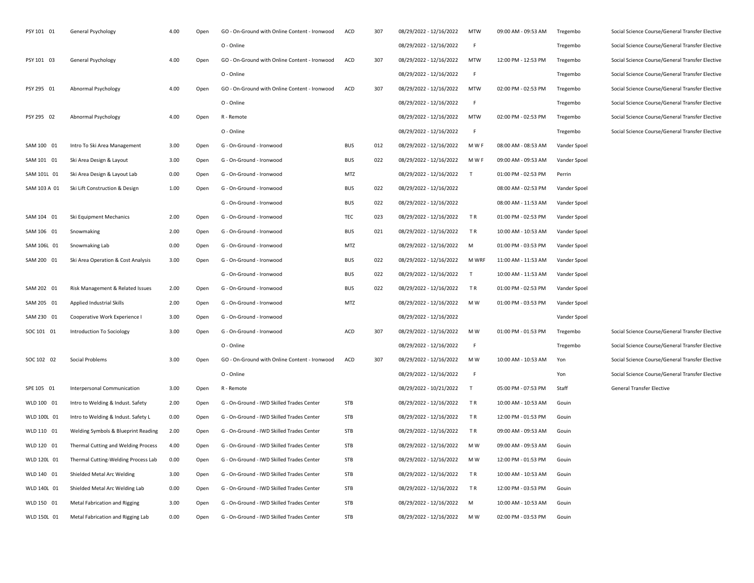| | | | | | | | | | | | |
|---|---|---|---|---|---|---|---|---|---|---|---|
| PSY 101 01 | General Psychology | 4.00 | Open | GO - On-Ground with Online Content - Ironwood | ACD | 307 | 08/29/2022 - 12/16/2022 | MTW | 09:00 AM - 09:53 AM | Tregembo | Social Science Course/General Transfer Elective |
| | | | | O - Online | | | 08/29/2022 - 12/16/2022 | F | | Tregembo | Social Science Course/General Transfer Elective |
| PSY 101 03 | General Psychology | 4.00 | Open | GO - On-Ground with Online Content - Ironwood | ACD | 307 | 08/29/2022 - 12/16/2022 | MTW | 12:00 PM - 12:53 PM | Tregembo | Social Science Course/General Transfer Elective |
| | | | | O - Online | | | 08/29/2022 - 12/16/2022 | F | | Tregembo | Social Science Course/General Transfer Elective |
| PSY 295 01 | Abnormal Psychology | 4.00 | Open | GO - On-Ground with Online Content - Ironwood | ACD | 307 | 08/29/2022 - 12/16/2022 | MTW | 02:00 PM - 02:53 PM | Tregembo | Social Science Course/General Transfer Elective |
| | | | | O - Online | | | 08/29/2022 - 12/16/2022 | F | | Tregembo | Social Science Course/General Transfer Elective |
| PSY 295 02 | Abnormal Psychology | 4.00 | Open | R - Remote | | | 08/29/2022 - 12/16/2022 | MTW | 02:00 PM - 02:53 PM | Tregembo | Social Science Course/General Transfer Elective |
| | | | | O - Online | | | 08/29/2022 - 12/16/2022 | F | | Tregembo | Social Science Course/General Transfer Elective |
| SAM 100 01 | Intro To Ski Area Management | 3.00 | Open | G - On-Ground - Ironwood | BUS | 012 | 08/29/2022 - 12/16/2022 | M W F | 08:00 AM - 08:53 AM | Vander Spoel | |
| SAM 101 01 | Ski Area Design & Layout | 3.00 | Open | G - On-Ground - Ironwood | BUS | 022 | 08/29/2022 - 12/16/2022 | M W F | 09:00 AM - 09:53 AM | Vander Spoel | |
| SAM 101L 01 | Ski Area Design & Layout Lab | 0.00 | Open | G - On-Ground - Ironwood | MTZ | | 08/29/2022 - 12/16/2022 | T | 01:00 PM - 02:53 PM | Perrin | |
| SAM 103 A 01 | Ski Lift Construction & Design | 1.00 | Open | G - On-Ground - Ironwood | BUS | 022 | 08/29/2022 - 12/16/2022 | | 08:00 AM - 02:53 PM | Vander Spoel | |
| | | | | G - On-Ground - Ironwood | BUS | 022 | 08/29/2022 - 12/16/2022 | | 08:00 AM - 11:53 AM | Vander Spoel | |
| SAM 104 01 | Ski Equipment Mechanics | 2.00 | Open | G - On-Ground - Ironwood | TEC | 023 | 08/29/2022 - 12/16/2022 | T R | 01:00 PM - 02:53 PM | Vander Spoel | |
| SAM 106 01 | Snowmaking | 2.00 | Open | G - On-Ground - Ironwood | BUS | 021 | 08/29/2022 - 12/16/2022 | T R | 10:00 AM - 10:53 AM | Vander Spoel | |
| SAM 106L 01 | Snowmaking Lab | 0.00 | Open | G - On-Ground - Ironwood | MTZ | | 08/29/2022 - 12/16/2022 | M | 01:00 PM - 03:53 PM | Vander Spoel | |
| SAM 200 01 | Ski Area Operation & Cost Analysis | 3.00 | Open | G - On-Ground - Ironwood | BUS | 022 | 08/29/2022 - 12/16/2022 | M WRF | 11:00 AM - 11:53 AM | Vander Spoel | |
| | | | | G - On-Ground - Ironwood | BUS | 022 | 08/29/2022 - 12/16/2022 | T | 10:00 AM - 11:53 AM | Vander Spoel | |
| SAM 202 01 | Risk Management & Related Issues | 2.00 | Open | G - On-Ground - Ironwood | BUS | 022 | 08/29/2022 - 12/16/2022 | T R | 01:00 PM - 02:53 PM | Vander Spoel | |
| SAM 205 01 | Applied Industrial Skills | 2.00 | Open | G - On-Ground - Ironwood | MTZ | | 08/29/2022 - 12/16/2022 | M W | 01:00 PM - 03:53 PM | Vander Spoel | |
| SAM 230 01 | Cooperative Work Experience I | 3.00 | Open | G - On-Ground - Ironwood | | | 08/29/2022 - 12/16/2022 | | | Vander Spoel | |
| SOC 101 01 | Introduction To Sociology | 3.00 | Open | G - On-Ground - Ironwood | ACD | 307 | 08/29/2022 - 12/16/2022 | M W | 01:00 PM - 01:53 PM | Tregembo | Social Science Course/General Transfer Elective |
| | | | | O - Online | | | 08/29/2022 - 12/16/2022 | F | | Tregembo | Social Science Course/General Transfer Elective |
| SOC 102 02 | Social Problems | 3.00 | Open | GO - On-Ground with Online Content - Ironwood | ACD | 307 | 08/29/2022 - 12/16/2022 | M W | 10:00 AM - 10:53 AM | Yon | Social Science Course/General Transfer Elective |
| | | | | O - Online | | | 08/29/2022 - 12/16/2022 | F | | Yon | Social Science Course/General Transfer Elective |
| SPE 105 01 | Interpersonal Communication | 3.00 | Open | R - Remote | | | 08/29/2022 - 10/21/2022 | T | 05:00 PM - 07:53 PM | Staff | General Transfer Elective |
| WLD 100 01 | Intro to Welding & Indust. Safety | 2.00 | Open | G - On-Ground - IWD Skilled Trades Center | STB | | 08/29/2022 - 12/16/2022 | T R | 10:00 AM - 10:53 AM | Gouin | |
| WLD 100L 01 | Intro to Welding & Indust. Safety L | 0.00 | Open | G - On-Ground - IWD Skilled Trades Center | STB | | 08/29/2022 - 12/16/2022 | T R | 12:00 PM - 01:53 PM | Gouin | |
| WLD 110 01 | Welding Symbols & Blueprint Reading | 2.00 | Open | G - On-Ground - IWD Skilled Trades Center | STB | | 08/29/2022 - 12/16/2022 | T R | 09:00 AM - 09:53 AM | Gouin | |
| WLD 120 01 | Thermal Cutting and Welding Process | 4.00 | Open | G - On-Ground - IWD Skilled Trades Center | STB | | 08/29/2022 - 12/16/2022 | M W | 09:00 AM - 09:53 AM | Gouin | |
| WLD 120L 01 | Thermal Cutting-Welding Process Lab | 0.00 | Open | G - On-Ground - IWD Skilled Trades Center | STB | | 08/29/2022 - 12/16/2022 | M W | 12:00 PM - 01:53 PM | Gouin | |
| WLD 140 01 | Shielded Metal Arc Welding | 3.00 | Open | G - On-Ground - IWD Skilled Trades Center | STB | | 08/29/2022 - 12/16/2022 | T R | 10:00 AM - 10:53 AM | Gouin | |
| WLD 140L 01 | Shielded Metal Arc Welding Lab | 0.00 | Open | G - On-Ground - IWD Skilled Trades Center | STB | | 08/29/2022 - 12/16/2022 | T R | 12:00 PM - 03:53 PM | Gouin | |
| WLD 150 01 | Metal Fabrication and Rigging | 3.00 | Open | G - On-Ground - IWD Skilled Trades Center | STB | | 08/29/2022 - 12/16/2022 | M | 10:00 AM - 10:53 AM | Gouin | |
| WLD 150L 01 | Metal Fabrication and Rigging Lab | 0.00 | Open | G - On-Ground - IWD Skilled Trades Center | STB | | 08/29/2022 - 12/16/2022 | M W | 02:00 PM - 03:53 PM | Gouin | |